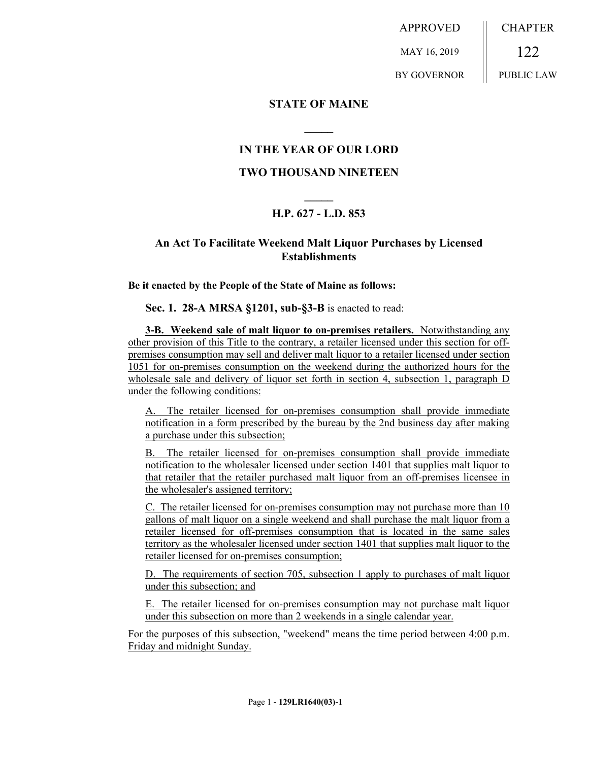APPROVED

MAY 16, 2019

BY GOVERNOR

CHAPTER

122

PUBLIC LAW

## STATE OF MAINE

## IN THE YEAR OF OUR LORD

## TWO THOUSAND NINETEEN

## H.P. 627 - L.D. 853

## An Act To Facilitate Weekend Malt Liquor Purchases by Licensed Establishments

**Be it enacted by the People of the State of Maine as follows:**

**Sec. 1. 28-A MRSA §1201, sub-§3-B** is enacted to read:

**3-B. Weekend sale of malt liquor to on-premises retailers.** Notwithstanding any other provision of this Title to the contrary, a retailer licensed under this section for off-premises consumption may sell and deliver malt liquor to a retailer licensed under section 1051 for on-premises consumption on the weekend during the authorized hours for the wholesale sale and delivery of liquor set forth in section 4, subsection 1, paragraph D under the following conditions:

A. The retailer licensed for on-premises consumption shall provide immediate notification in a form prescribed by the bureau by the 2nd business day after making a purchase under this subsection;

B. The retailer licensed for on-premises consumption shall provide immediate notification to the wholesaler licensed under section 1401 that supplies malt liquor to that retailer that the retailer purchased malt liquor from an off-premises licensee in the wholesaler's assigned territory;

C. The retailer licensed for on-premises consumption may not purchase more than 10 gallons of malt liquor on a single weekend and shall purchase the malt liquor from a retailer licensed for off-premises consumption that is located in the same sales territory as the wholesaler licensed under section 1401 that supplies malt liquor to the retailer licensed for on-premises consumption;

D. The requirements of section 705, subsection 1 apply to purchases of malt liquor under this subsection; and

E. The retailer licensed for on-premises consumption may not purchase malt liquor under this subsection on more than 2 weekends in a single calendar year.

For the purposes of this subsection, "weekend" means the time period between 4:00 p.m. Friday and midnight Sunday.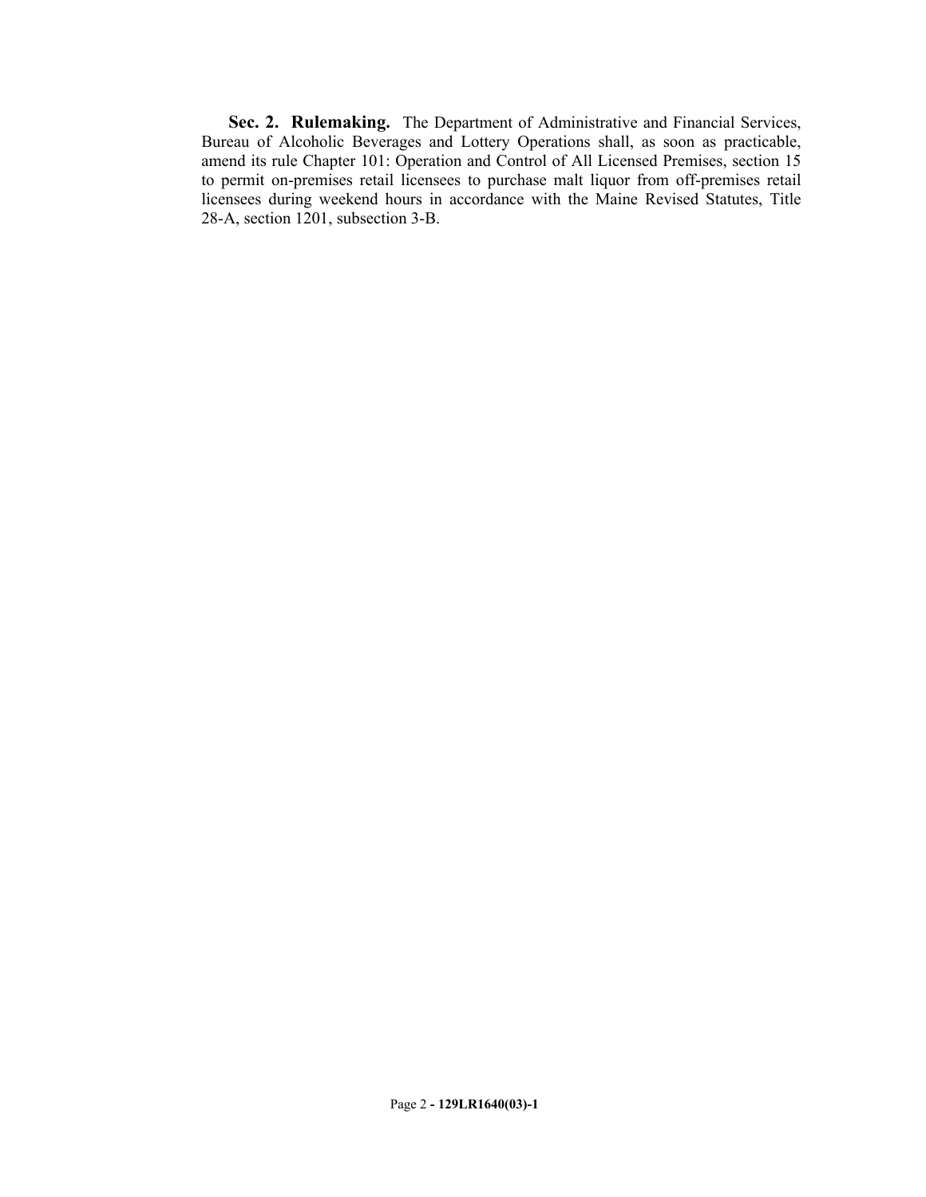**Sec. 2. Rulemaking.** The Department of Administrative and Financial Services, Bureau of Alcoholic Beverages and Lottery Operations shall, as soon as practicable, amend its rule Chapter 101: Operation and Control of All Licensed Premises, section 15 to permit on-premises retail licensees to purchase malt liquor from off-premises retail licensees during weekend hours in accordance with the Maine Revised Statutes, Title 28-A, section 1201, subsection 3-B.